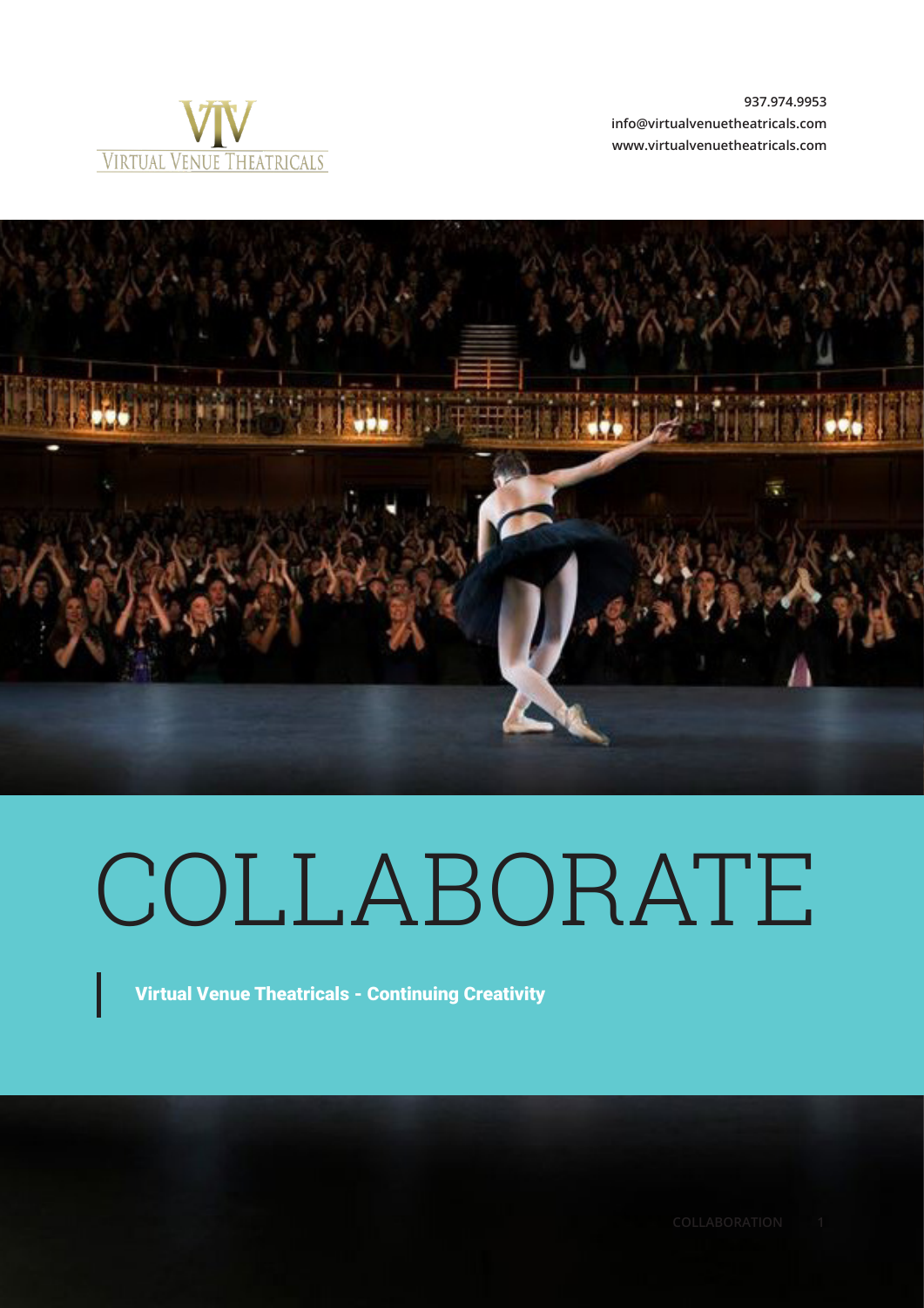VIRTUAL VENUE THEATRICALS

937.974.9953
info@virtualvenuetheatricals.com
www.virtualvenuetheatricals.com

# COLLABORATE

**Virtual Venue Theatricals - Continuing Creativity**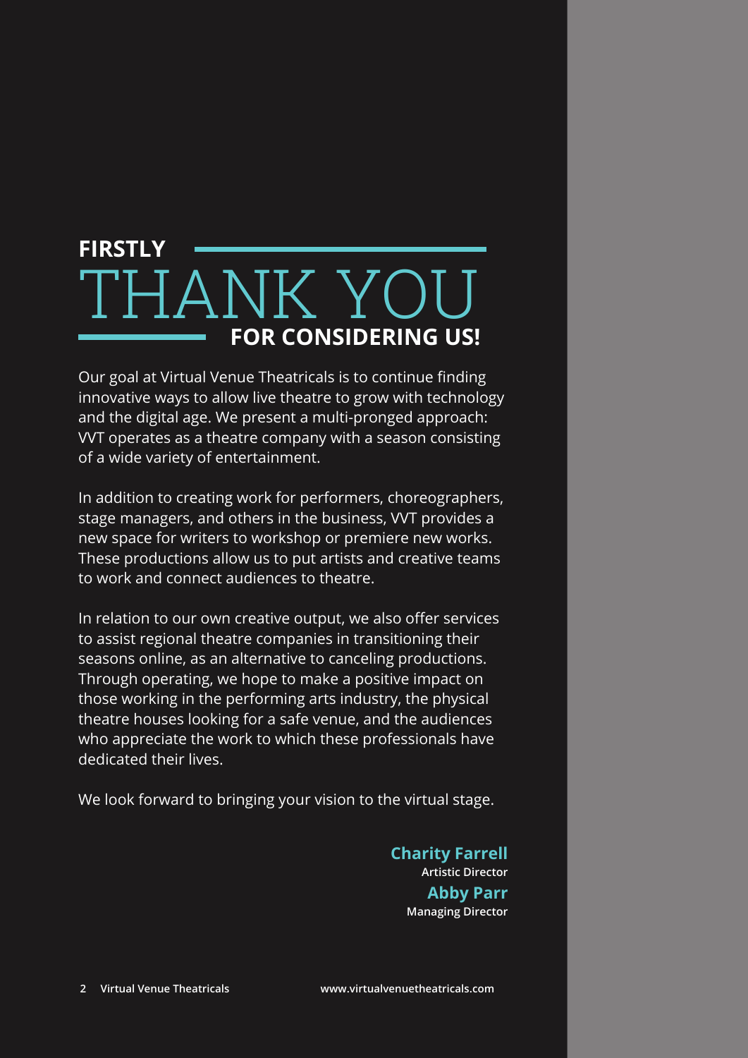**FIRSTLY**

# THANK YOU

**FOR CONSIDERING US!**

Our goal at Virtual Venue Theatricals is to continue finding innovative ways to allow live theatre to grow with technology and the digital age. We present a multi-pronged approach: VVT operates as a theatre company with a season consisting of a wide variety of entertainment.

In addition to creating work for performers, choreographers, stage managers, and others in the business, VVT provides a new space for writers to workshop or premiere new works. These productions allow us to put artists and creative teams to work and connect audiences to theatre.

In relation to our own creative output, we also offer services to assist regional theatre companies in transitioning their seasons online, as an alternative to canceling productions. Through operating, we hope to make a positive impact on those working in the performing arts industry, the physical theatre houses looking for a safe venue, and the audiences who appreciate the work to which these professionals have dedicated their lives.

We look forward to bringing your vision to the virtual stage.

**Charity Farrell**
**Artistic Director**

**Abby Parr**
**Managing Director**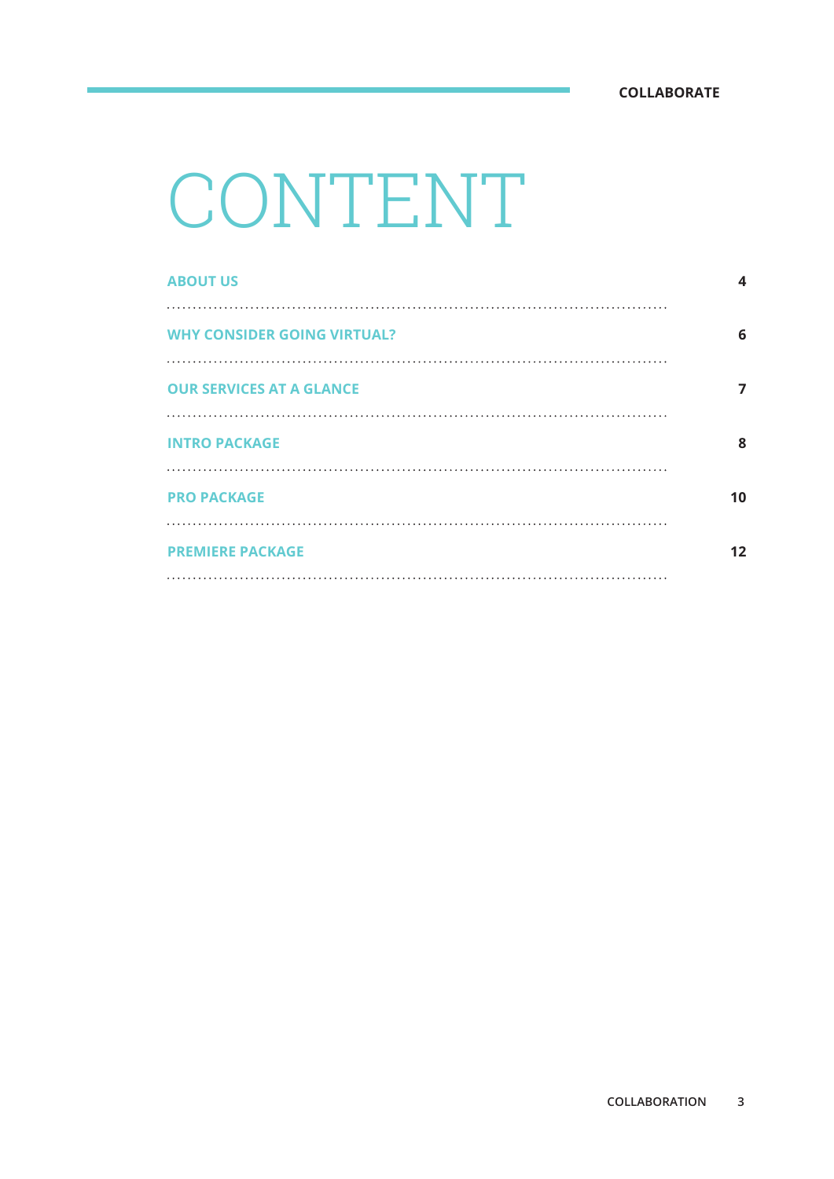# CONTENT

| | |
|---|---|
| ABOUT US | 4 |
| WHY CONSIDER GOING VIRTUAL? | 6 |
| OUR SERVICES AT A GLANCE | 7 |
| INTRO PACKAGE | 8 |
| PRO PACKAGE | 10 |
| PREMIERE PACKAGE | 12 |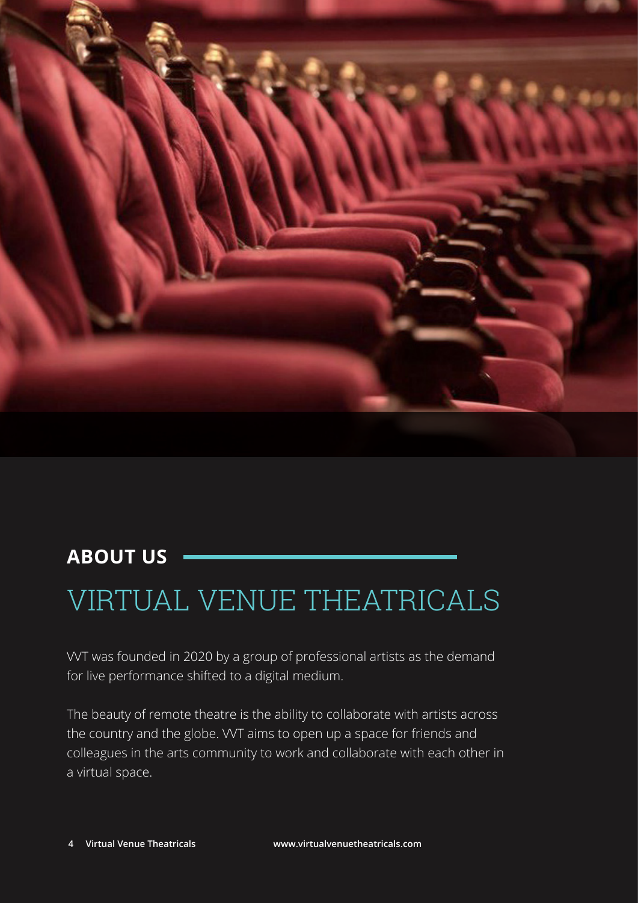## ABOUT US

# VIRTUAL VENUE THEATRICALS

VVT was founded in 2020 by a group of professional artists as the demand for live performance shifted to a digital medium.

The beauty of remote theatre is the ability to collaborate with artists across the country and the globe. VVT aims to open up a space for friends and colleagues in the arts community to work and collaborate with each other in a virtual space.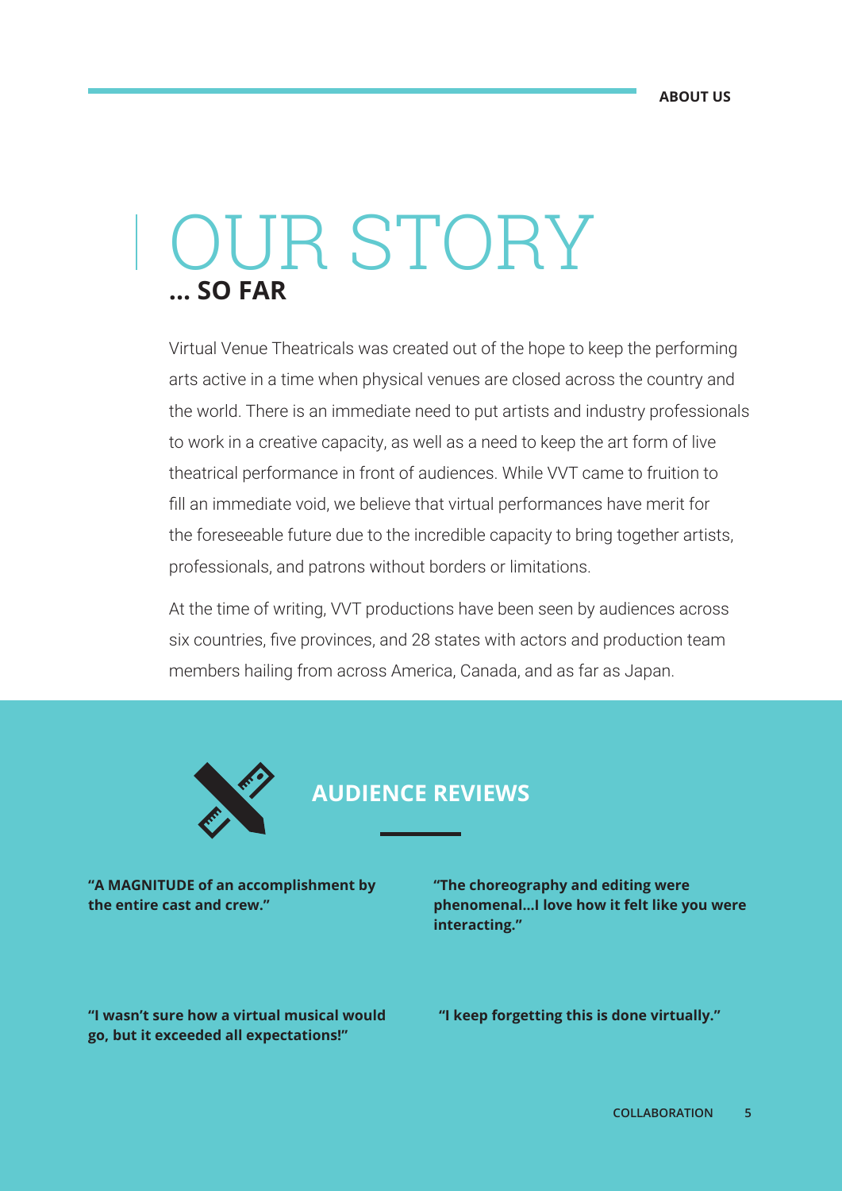# OUR STORY

## ... SO FAR

Virtual Venue Theatricals was created out of the hope to keep the performing arts active in a time when physical venues are closed across the country and the world. There is an immediate need to put artists and industry professionals to work in a creative capacity, as well as a need to keep the art form of live theatrical performance in front of audiences. While VVT came to fruition to fill an immediate void, we believe that virtual performances have merit for the foreseeable future due to the incredible capacity to bring together artists, professionals, and patrons without borders or limitations.

At the time of writing, VVT productions have been seen by audiences across six countries, five provinces, and 28 states with actors and production team members hailing from across America, Canada, and as far as Japan.

## AUDIENCE REVIEWS

**"A MAGNITUDE of an accomplishment by the entire cast and crew."**

**"The choreography and editing were phenomenal...I love how it felt like you were interacting."**

**"I wasn't sure how a virtual musical would go, but it exceeded all expectations!"**

**"I keep forgetting this is done virtually."**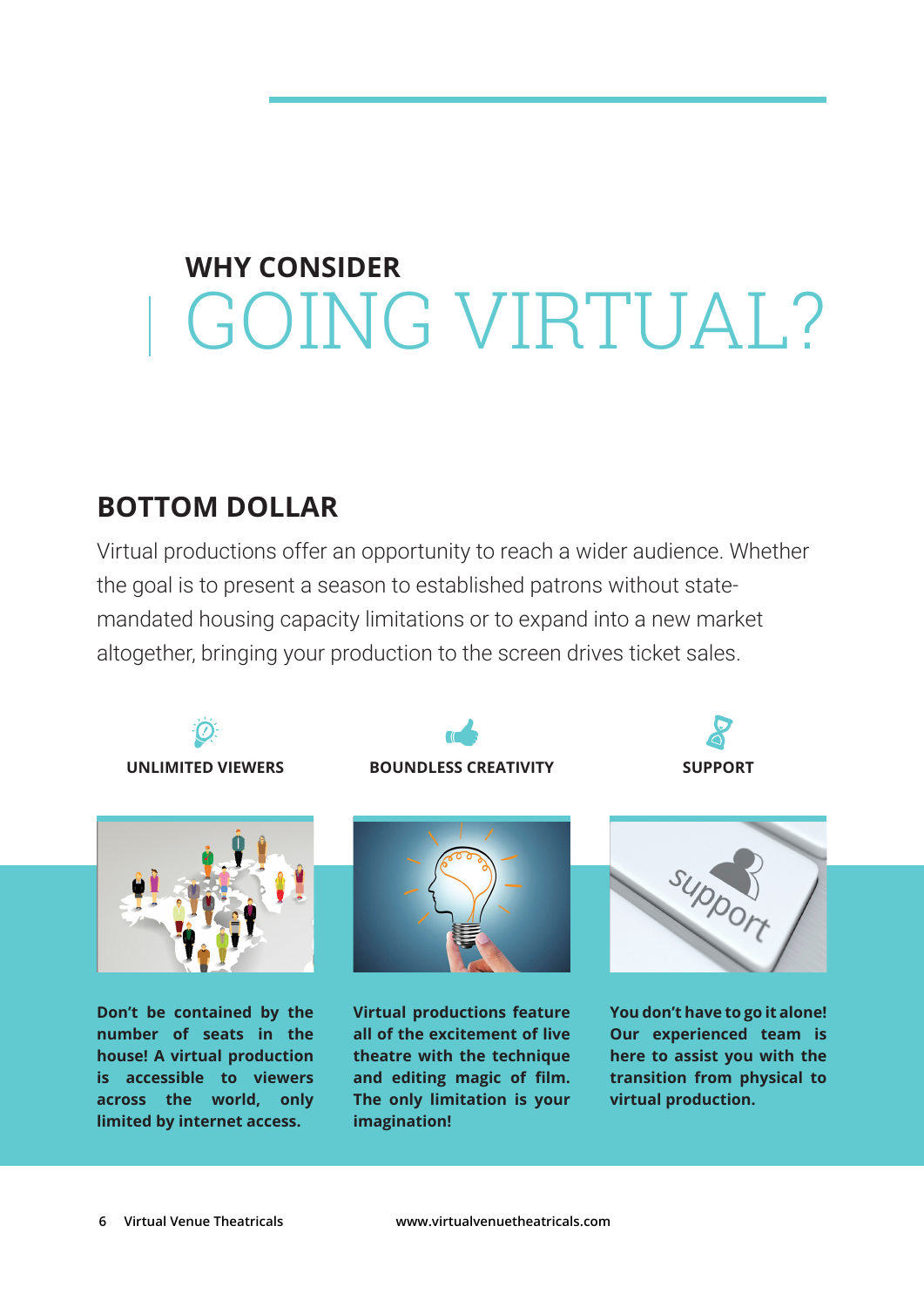# WHY CONSIDER GOING VIRTUAL?

## BOTTOM DOLLAR

Virtual productions offer an opportunity to reach a wider audience. Whether the goal is to present a season to established patrons without state-mandated housing capacity limitations or to expand into a new market altogether, bringing your production to the screen drives ticket sales.

### UNLIMITED VIEWERS

**Don't be contained by the number of seats in the house! A virtual production is accessible to viewers across the world, only limited by internet access.**

### BOUNDLESS CREATIVITY

**Virtual productions feature all of the excitement of live theatre with the technique and editing magic of film. The only limitation is your imagination!**

### SUPPORT

**You don't have to go it alone! Our experienced team is here to assist you with the transition from physical to virtual production.**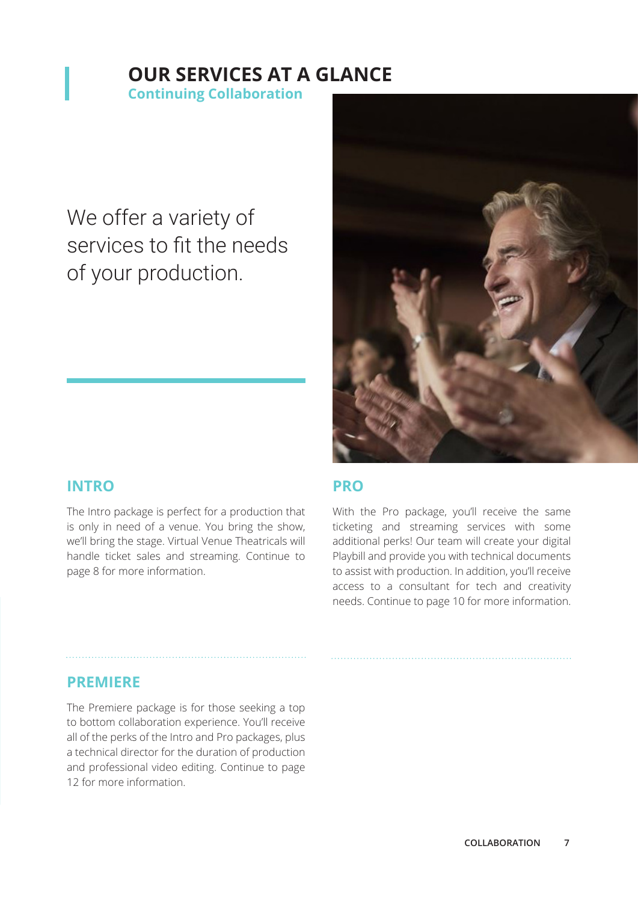# OUR SERVICES AT A GLANCE

**Continuing Collaboration**

We offer a variety of services to fit the needs of your production.

## INTRO

The Intro package is perfect for a production that is only in need of a venue. You bring the show, we'll bring the stage. Virtual Venue Theatricals will handle ticket sales and streaming. Continue to page 8 for more information.

## PRO

With the Pro package, you'll receive the same ticketing and streaming services with some additional perks! Our team will create your digital Playbill and provide you with technical documents to assist with production. In addition, you'll receive access to a consultant for tech and creativity needs. Continue to page 10 for more information.

## PREMIERE

The Premiere package is for those seeking a top to bottom collaboration experience. You'll receive all of the perks of the Intro and Pro packages, plus a technical director for the duration of production and professional video editing. Continue to page 12 for more information.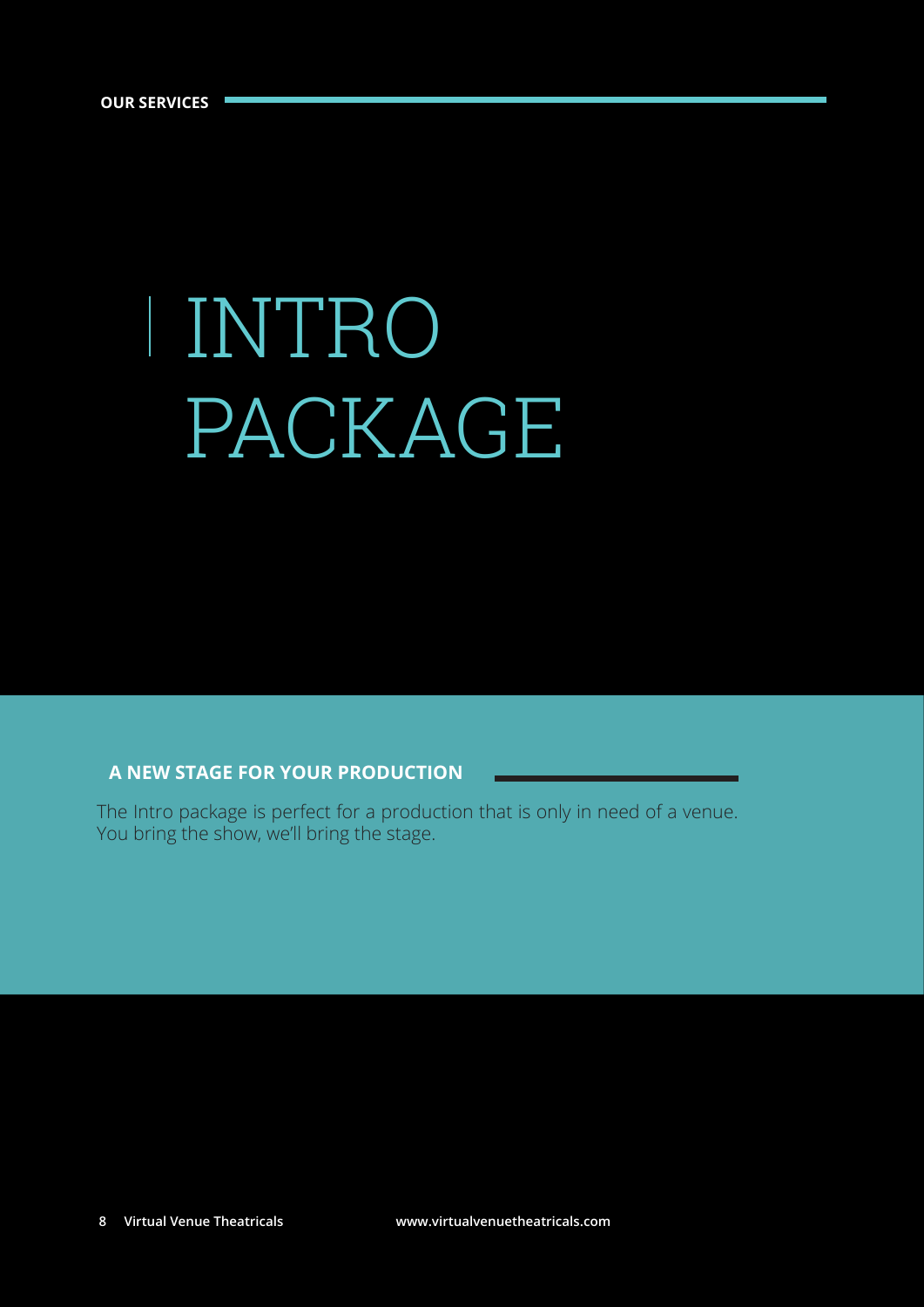OUR SERVICES

# INTRO PACKAGE

## A NEW STAGE FOR YOUR PRODUCTION

The Intro package is perfect for a production that is only in need of a venue. You bring the show, we'll bring the stage.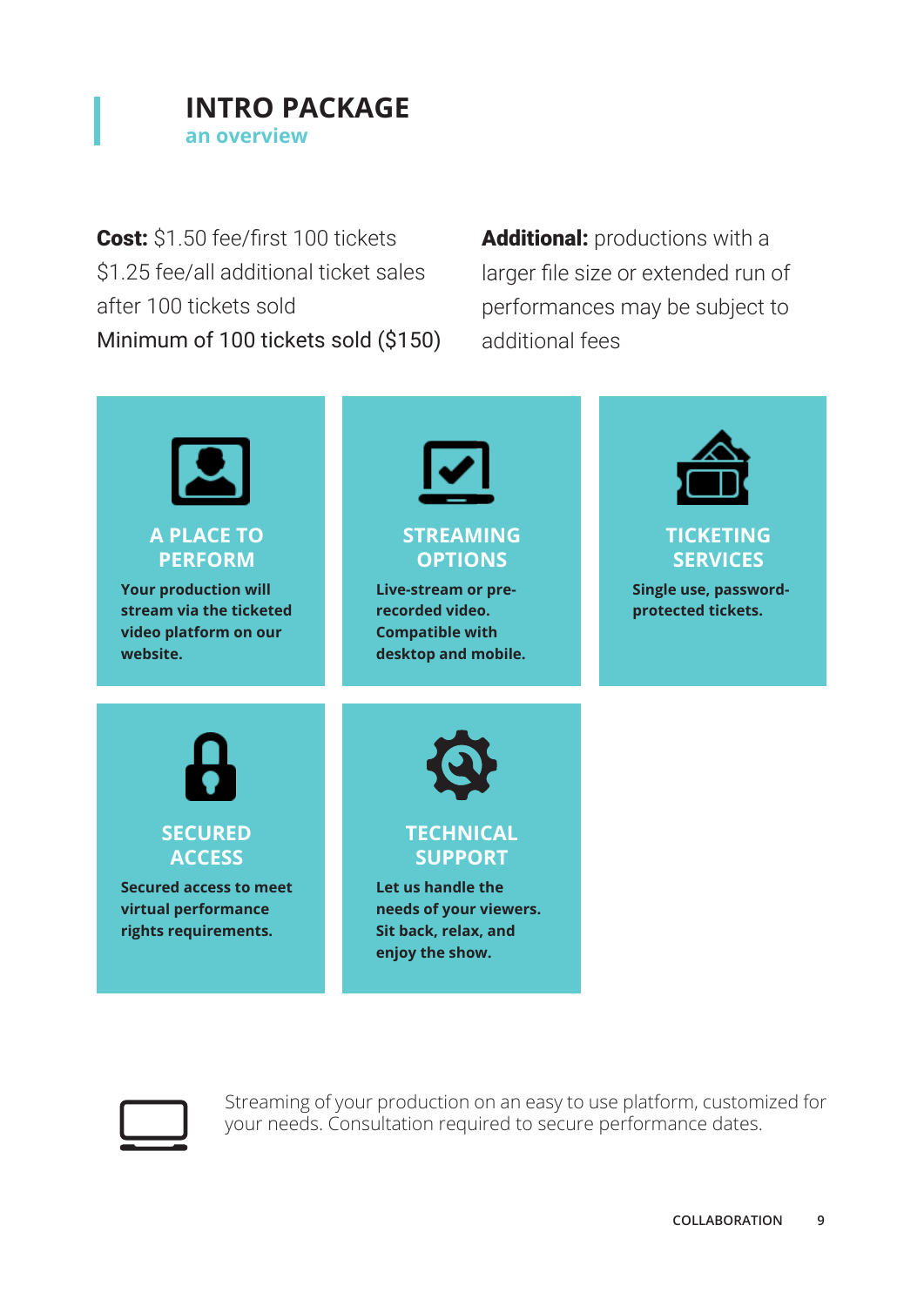# INTRO PACKAGE

## an overview

**Cost:** $1.50 fee/first 100 tickets
$1.25 fee/all additional ticket sales after 100 tickets sold
Minimum of 100 tickets sold ($150)

**Additional:** productions with a larger file size or extended run of performances may be subject to additional fees

### A PLACE TO PERFORM

**Your production will stream via the ticketed video platform on our website.**

### STREAMING OPTIONS

**Live-stream or pre-recorded video. Compatible with desktop and mobile.**

### TICKETING SERVICES

**Single use, password-protected tickets.**

### SECURED ACCESS

**Secured access to meet virtual performance rights requirements.**

### TECHNICAL SUPPORT

**Let us handle the needs of your viewers. Sit back, relax, and enjoy the show.**

Streaming of your production on an easy to use platform, customized for your needs. Consultation required to secure performance dates.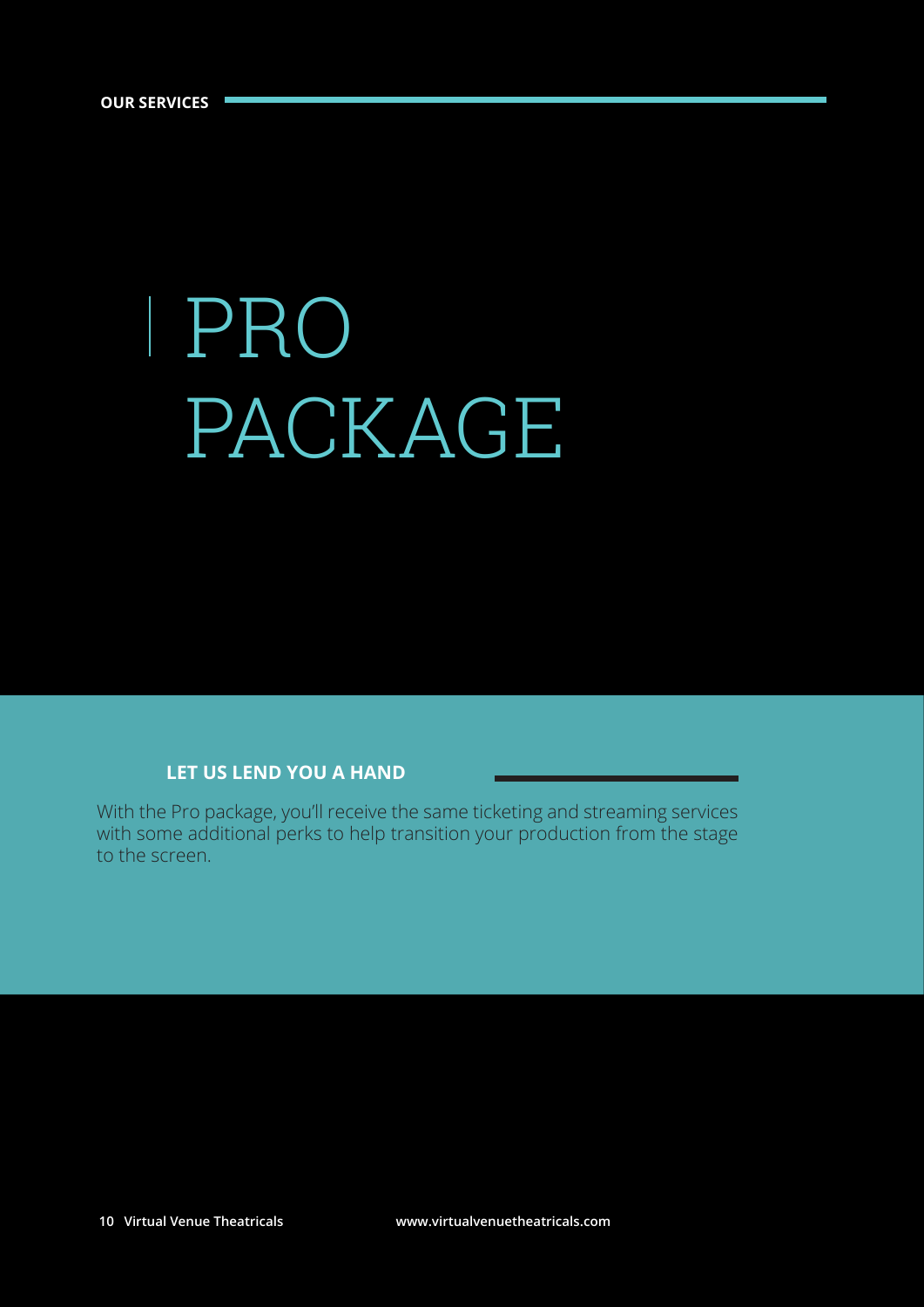**OUR SERVICES**

# PRO PACKAGE

## LET US LEND YOU A HAND

With the Pro package, you'll receive the same ticketing and streaming services with some additional perks to help transition your production from the stage to the screen.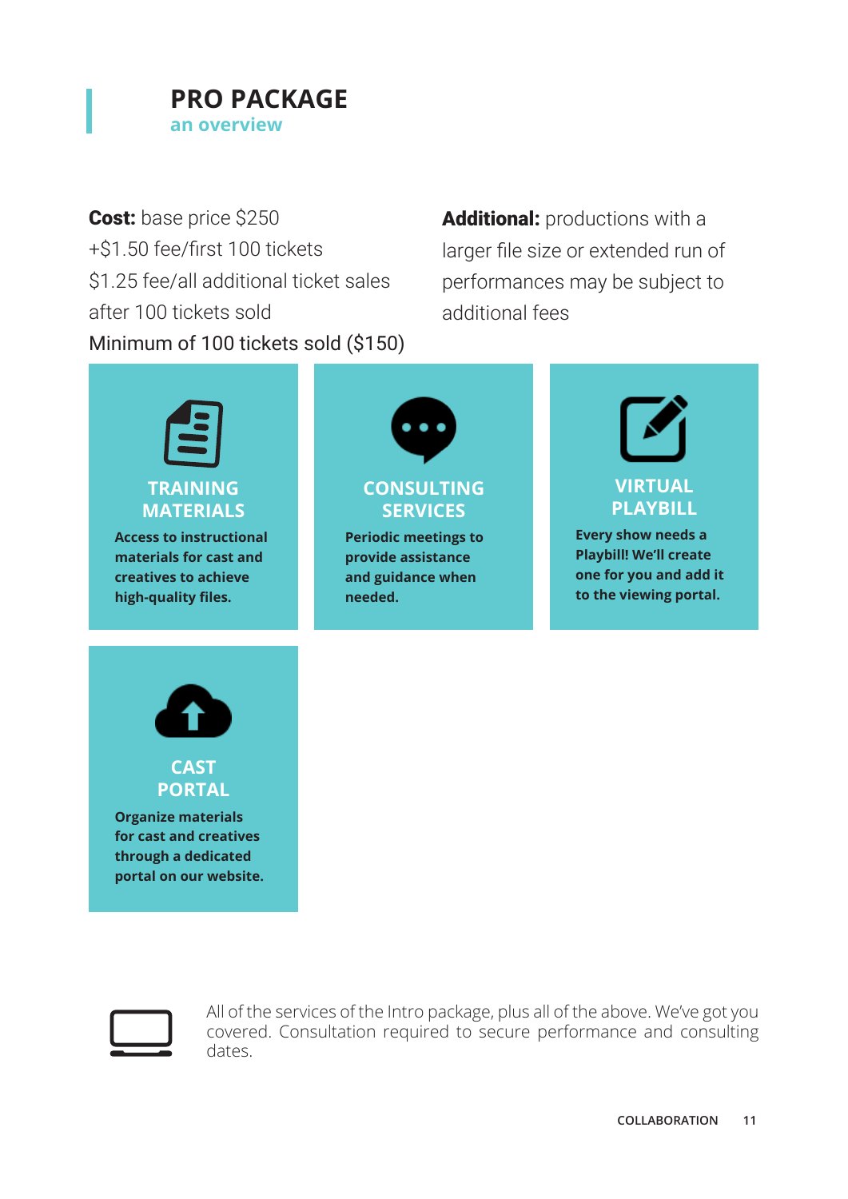# PRO PACKAGE

## an overview

**Cost:** base price $250
+$1.50 fee/first 100 tickets
$1.25 fee/all additional ticket sales after 100 tickets sold
Minimum of 100 tickets sold ($150)

**Additional:** productions with a larger file size or extended run of performances may be subject to additional fees

### TRAINING MATERIALS

**Access to instructional materials for cast and creatives to achieve high-quality files.**

### CONSULTING SERVICES

**Periodic meetings to provide assistance and guidance when needed.**

### VIRTUAL PLAYBILL

**Every show needs a Playbill! We'll create one for you and add it to the viewing portal.**

### CAST PORTAL

**Organize materials for cast and creatives through a dedicated portal on our website.**

All of the services of the Intro package, plus all of the above. We've got you covered. Consultation required to secure performance and consulting dates.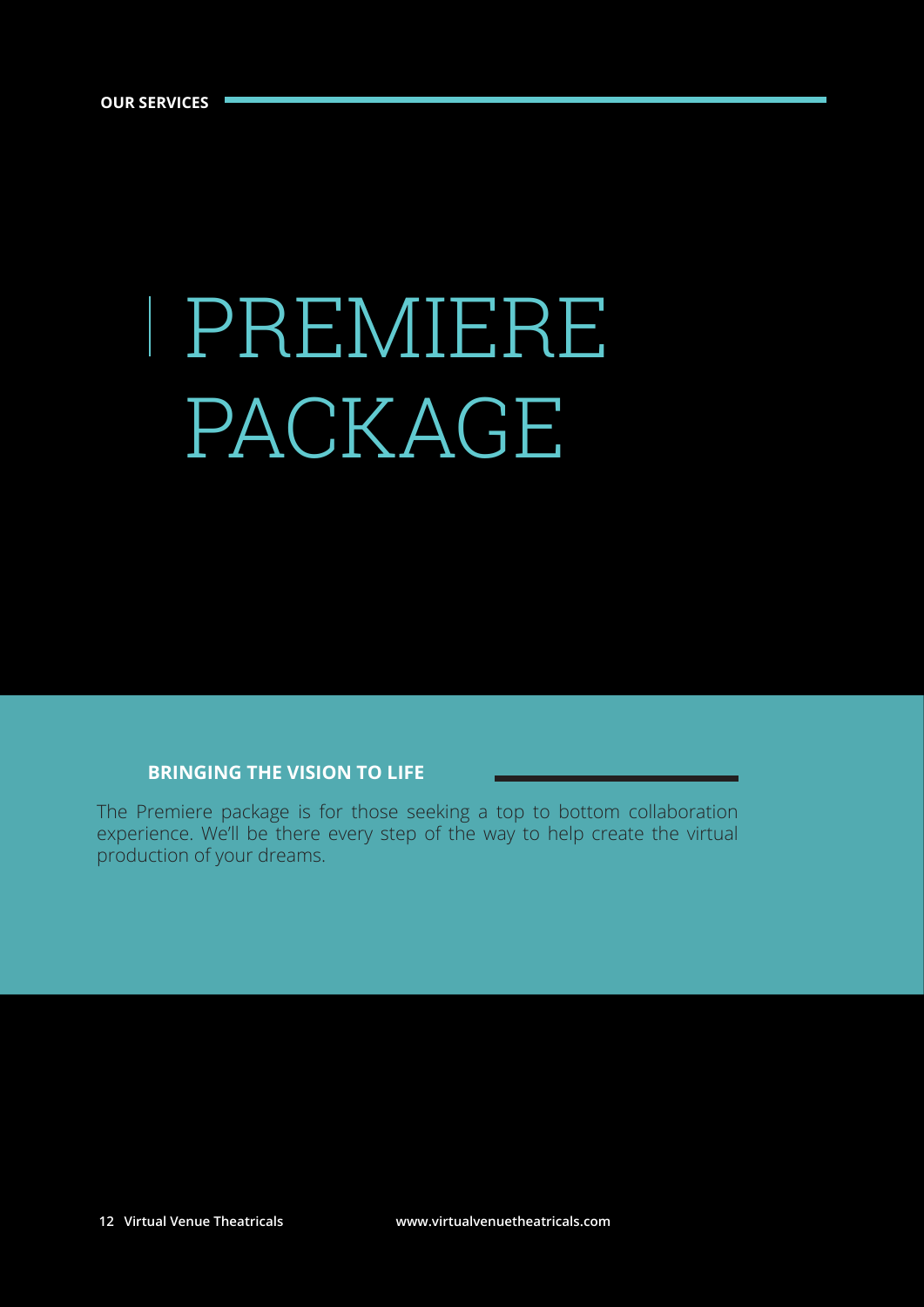**OUR SERVICES**

# PREMIERE PACKAGE

## BRINGING THE VISION TO LIFE

The Premiere package is for those seeking a top to bottom collaboration experience. We'll be there every step of the way to help create the virtual production of your dreams.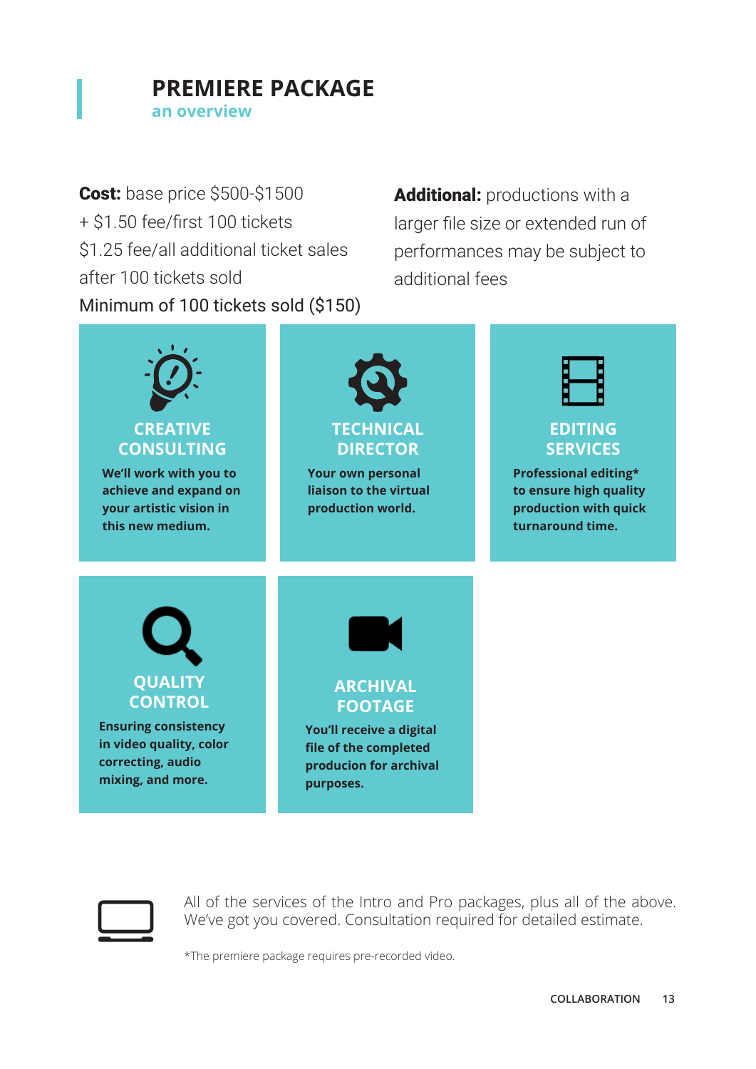# PREMIERE PACKAGE

## an overview

**Cost:** base price $500-$1500
+ $1.50 fee/first 100 tickets
$1.25 fee/all additional ticket sales after 100 tickets sold
Minimum of 100 tickets sold ($150)

**Additional:** productions with a larger file size or extended run of performances may be subject to additional fees

### CREATIVE CONSULTING

**We'll work with you to achieve and expand on your artistic vision in this new medium.**

### TECHNICAL DIRECTOR

**Your own personal liaison to the virtual production world.**

### EDITING SERVICES

**Professional editing* to ensure high quality production with quick turnaround time.**

### QUALITY CONTROL

**Ensuring consistency in video quality, color correcting, audio mixing, and more.**

### ARCHIVAL FOOTAGE

**You'll receive a digital file of the completed producion for archival purposes.**

All of the services of the Intro and Pro packages, plus all of the above. We've got you covered. Consultation required for detailed estimate.

*The premiere package requires pre-recorded video.